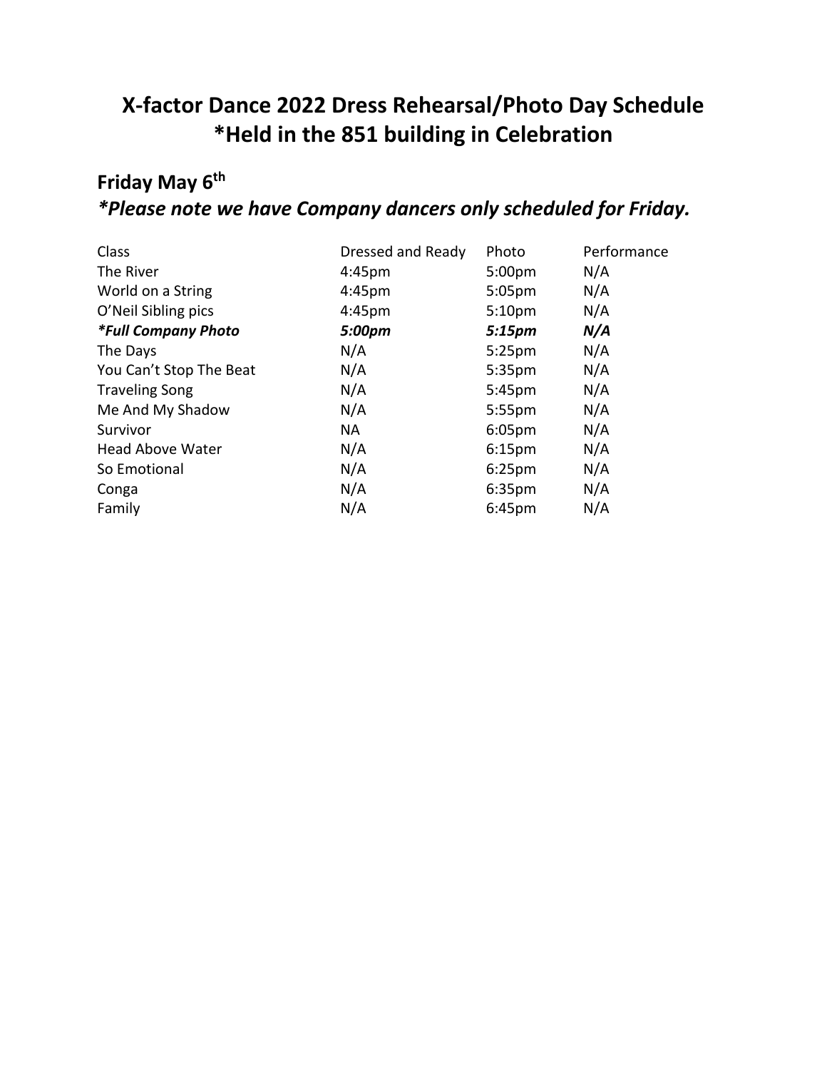# X-factor Dance 2022 Dress Rehearsal/Photo Day Schedule
# *Held in the 851 building in Celebration

## Friday May 6th

## *Please note we have Company dancers only scheduled for Friday.*

| Class | Dressed and Ready | Photo | Performance |
|---|---|---|---|
| The River | 4:45pm | 5:00pm | N/A |
| World on a String | 4:45pm | 5:05pm | N/A |
| O'Neil Sibling pics | 4:45pm | 5:10pm | N/A |
| ***Full Company Photo** | ***5:00pm*** | ***5:15pm*** | ***N/A*** |
| The Days | N/A | 5:25pm | N/A |
| You Can't Stop The Beat | N/A | 5:35pm | N/A |
| Traveling Song | N/A | 5:45pm | N/A |
| Me And My Shadow | N/A | 5:55pm | N/A |
| Survivor | NA | 6:05pm | N/A |
| Head Above Water | N/A | 6:15pm | N/A |
| So Emotional | N/A | 6:25pm | N/A |
| Conga | N/A | 6:35pm | N/A |
| Family | N/A | 6:45pm | N/A |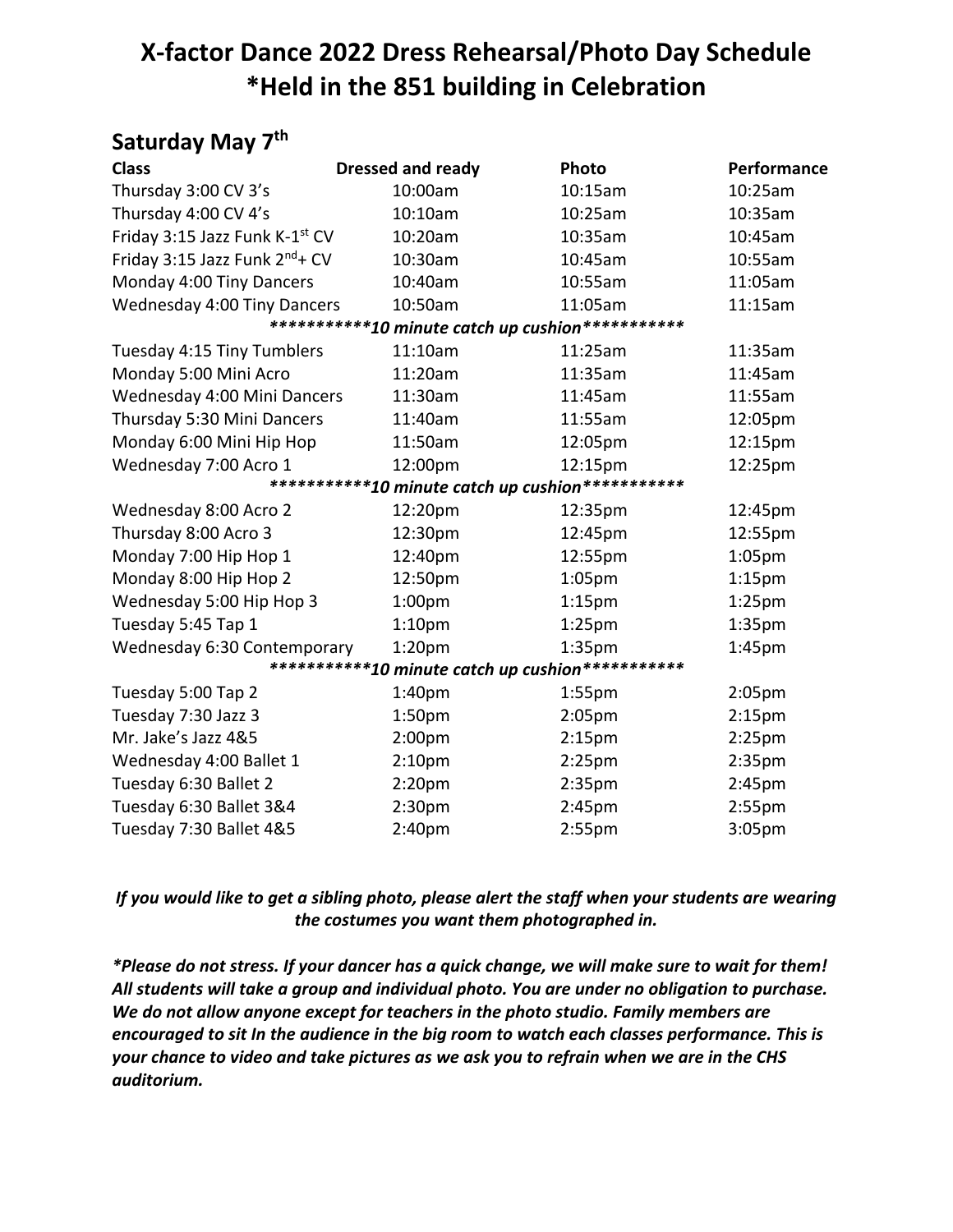# X-factor Dance 2022 Dress Rehearsal/Photo Day Schedule
# *Held in the 851 building in Celebration

## Saturday May 7th

| Class | Dressed and ready | Photo | Performance |
|---|---|---|---|
| Thursday 3:00 CV 3's | 10:00am | 10:15am | 10:25am |
| Thursday 4:00 CV 4's | 10:10am | 10:25am | 10:35am |
| Friday 3:15 Jazz Funk K-1st CV | 10:20am | 10:35am | 10:45am |
| Friday 3:15 Jazz Funk 2nd+ CV | 10:30am | 10:45am | 10:55am |
| Monday 4:00 Tiny Dancers | 10:40am | 10:55am | 11:05am |
| Wednesday 4:00 Tiny Dancers | 10:50am | 11:05am | 11:15am |
| ***********10 minute catch up cushion*********** | | | |
| Tuesday 4:15 Tiny Tumblers | 11:10am | 11:25am | 11:35am |
| Monday 5:00 Mini Acro | 11:20am | 11:35am | 11:45am |
| Wednesday 4:00 Mini Dancers | 11:30am | 11:45am | 11:55am |
| Thursday 5:30 Mini Dancers | 11:40am | 11:55am | 12:05pm |
| Monday 6:00 Mini Hip Hop | 11:50am | 12:05pm | 12:15pm |
| Wednesday 7:00 Acro 1 | 12:00pm | 12:15pm | 12:25pm |
| ***********10 minute catch up cushion*********** | | | |
| Wednesday 8:00 Acro 2 | 12:20pm | 12:35pm | 12:45pm |
| Thursday 8:00 Acro 3 | 12:30pm | 12:45pm | 12:55pm |
| Monday 7:00 Hip Hop 1 | 12:40pm | 12:55pm | 1:05pm |
| Monday 8:00 Hip Hop 2 | 12:50pm | 1:05pm | 1:15pm |
| Wednesday 5:00 Hip Hop 3 | 1:00pm | 1:15pm | 1:25pm |
| Tuesday 5:45 Tap 1 | 1:10pm | 1:25pm | 1:35pm |
| Wednesday 6:30 Contemporary | 1:20pm | 1:35pm | 1:45pm |
| ***********10 minute catch up cushion*********** | | | |
| Tuesday 5:00 Tap 2 | 1:40pm | 1:55pm | 2:05pm |
| Tuesday 7:30 Jazz 3 | 1:50pm | 2:05pm | 2:15pm |
| Mr. Jake's Jazz 4&5 | 2:00pm | 2:15pm | 2:25pm |
| Wednesday 4:00 Ballet 1 | 2:10pm | 2:25pm | 2:35pm |
| Tuesday 6:30 Ballet 2 | 2:20pm | 2:35pm | 2:45pm |
| Tuesday 6:30 Ballet 3&4 | 2:30pm | 2:45pm | 2:55pm |
| Tuesday 7:30 Ballet 4&5 | 2:40pm | 2:55pm | 3:05pm |

***If you would like to get a sibling photo, please alert the staff when your students are wearing the costumes you want them photographed in.***

***\*Please do not stress. If your dancer has a quick change, we will make sure to wait for them! All students will take a group and individual photo. You are under no obligation to purchase. We do not allow anyone except for teachers in the photo studio. Family members are encouraged to sit In the audience in the big room to watch each classes performance. This is your chance to video and take pictures as we ask you to refrain when we are in the CHS auditorium.***